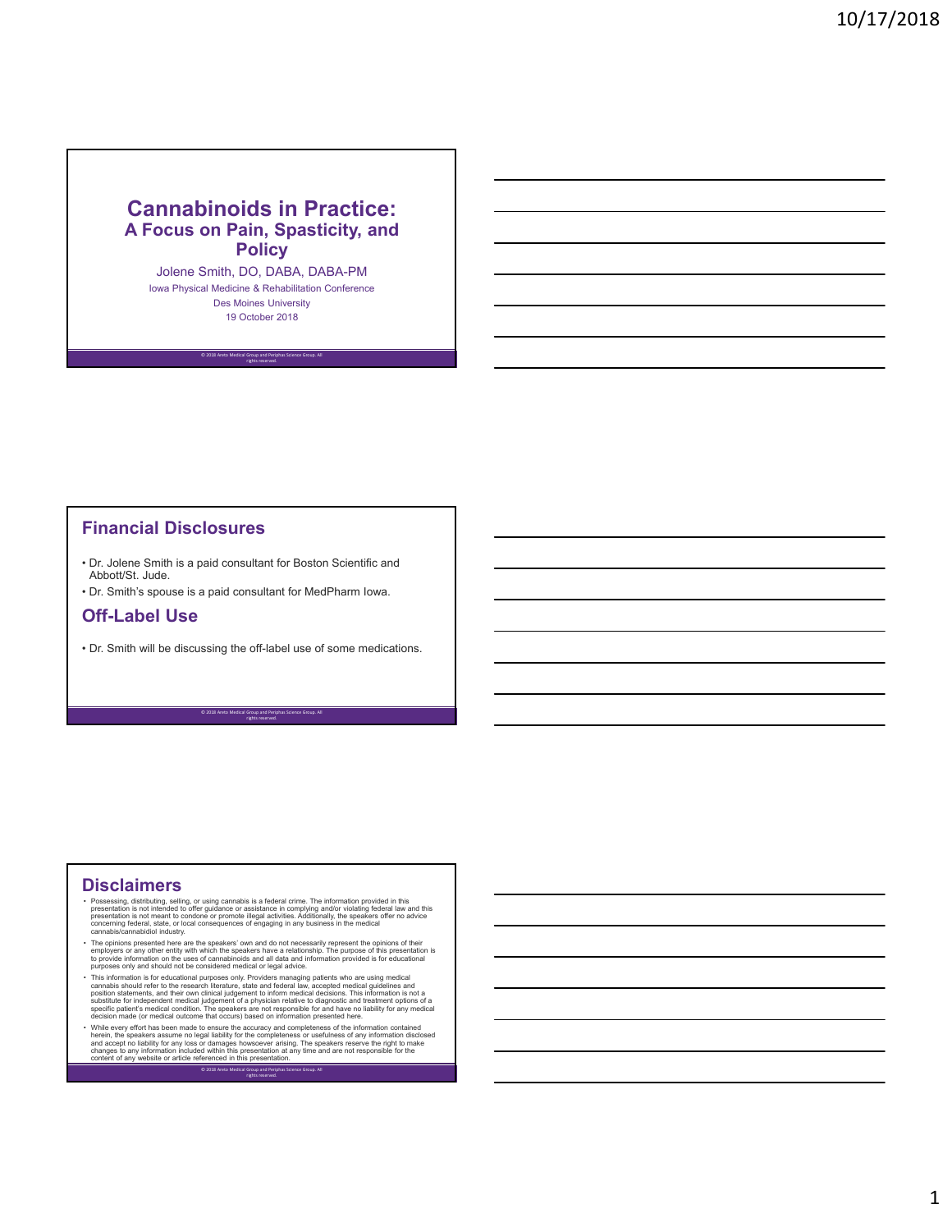# Cannabinoids in Practice:
## A Focus on Pain, Spasticity, and Policy

Jolene Smith, DO, DABA, DABA-PM

Iowa Physical Medicine & Rehabilitation Conference

Des Moines University

19 October 2018

© 2018 Aneto Medical Group and Periphas Science Group. All rights reserved.

## Financial Disclosures

- Dr. Jolene Smith is a paid consultant for Boston Scientific and Abbott/St. Jude.
- Dr. Smith's spouse is a paid consultant for MedPharm Iowa.

## Off-Label Use

- Dr. Smith will be discussing the off-label use of some medications.

© 2018 Aneto Medical Group and Periphas Science Group. All rights reserved.

## Disclaimers

- Possessing, distributing, selling, or using cannabis is a federal crime. The information provided in this presentation is not intended to offer guidance or assistance in complying and/or violating federal law and this presentation is not meant to condone or promote illegal activities. Additionally, the speakers offer no advice concerning federal, state, or local consequences of engaging in any business in the medical cannabis/cannabidiol industry.
- The opinions presented here are the speakers' own and do not necessarily represent the opinions of their employers or any other entity with which the speakers have a relationship. The purpose of this presentation is to provide information on the uses of cannabinoids and all data and information provided is for educational purposes only and should not be considered medical or legal advice.
- This information is for educational purposes only. Providers managing patients who are using medical cannabis should refer to the research literature, state and federal law, accepted medical guidelines and position statements, and their own clinical judgement to inform medical decisions. This information is not a substitute for independent medical judgement of a physician relative to diagnostic and treatment options of a specific patient's medical condition. The speakers are not responsible for and have no liability for any medical decision made (or medical outcome that occurs) based on information presented here.
- While every effort has been made to ensure the accuracy and completeness of the information contained herein, the speakers assume no legal liability for the completeness or usefulness of any information disclosed and accept no liability for any loss or damages howsoever arising. The speakers reserve the right to make changes to any information included within this presentation at any time and are not responsible for the content of any website or article referenced in this presentation.

© 2018 Aneto Medical Group and Periphas Science Group. All rights reserved.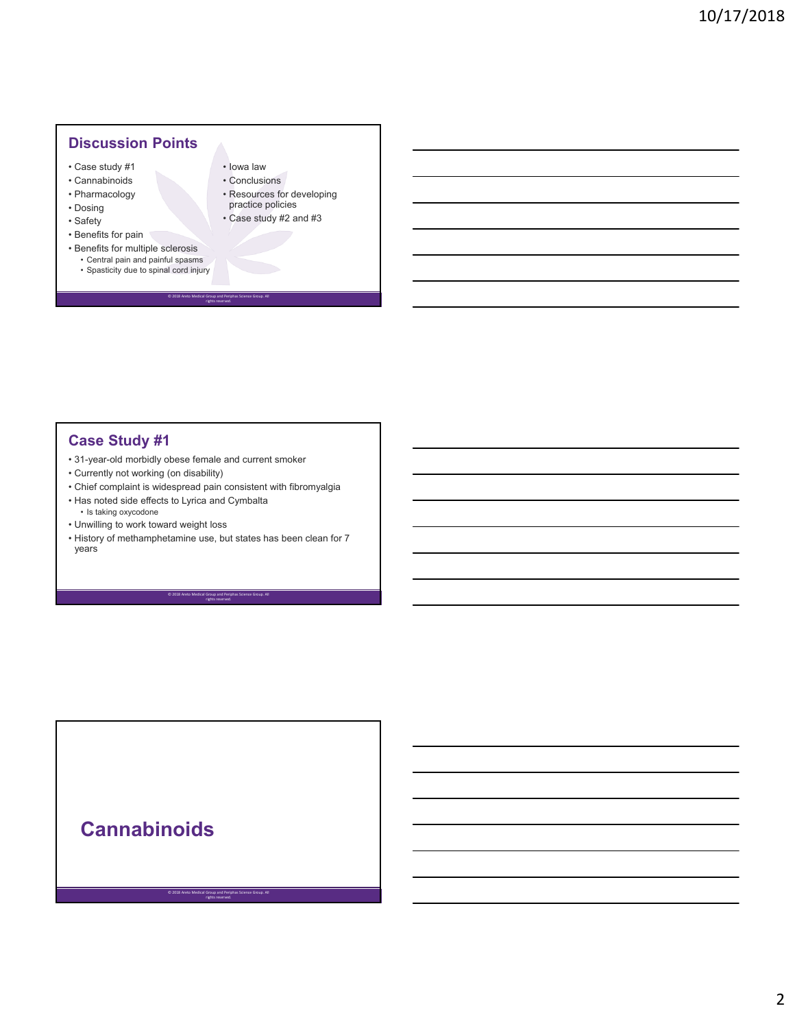## Discussion Points

- Case study #1
- Cannabinoids
- Pharmacology
- Dosing
- Safety
- Benefits for pain
- Benefits for multiple sclerosis
  - Central pain and painful spasms
  - Spasticity due to spinal cord injury
- Iowa law
- Conclusions
- Resources for developing practice policies
- Case study #2 and #3

© 2018 Areto Medical Group and Periphas Science Group. All rights reserved.

## Case Study #1

- 31-year-old morbidly obese female and current smoker
- Currently not working (on disability)
- Chief complaint is widespread pain consistent with fibromyalgia
- Has noted side effects to Lyrica and Cymbalta
  - Is taking oxycodone
- Unwilling to work toward weight loss
- History of methamphetamine use, but states has been clean for 7 years

© 2018 Areto Medical Group and Periphas Science Group. All rights reserved.

## Cannabinoids

© 2018 Areto Medical Group and Periphas Science Group. All rights reserved.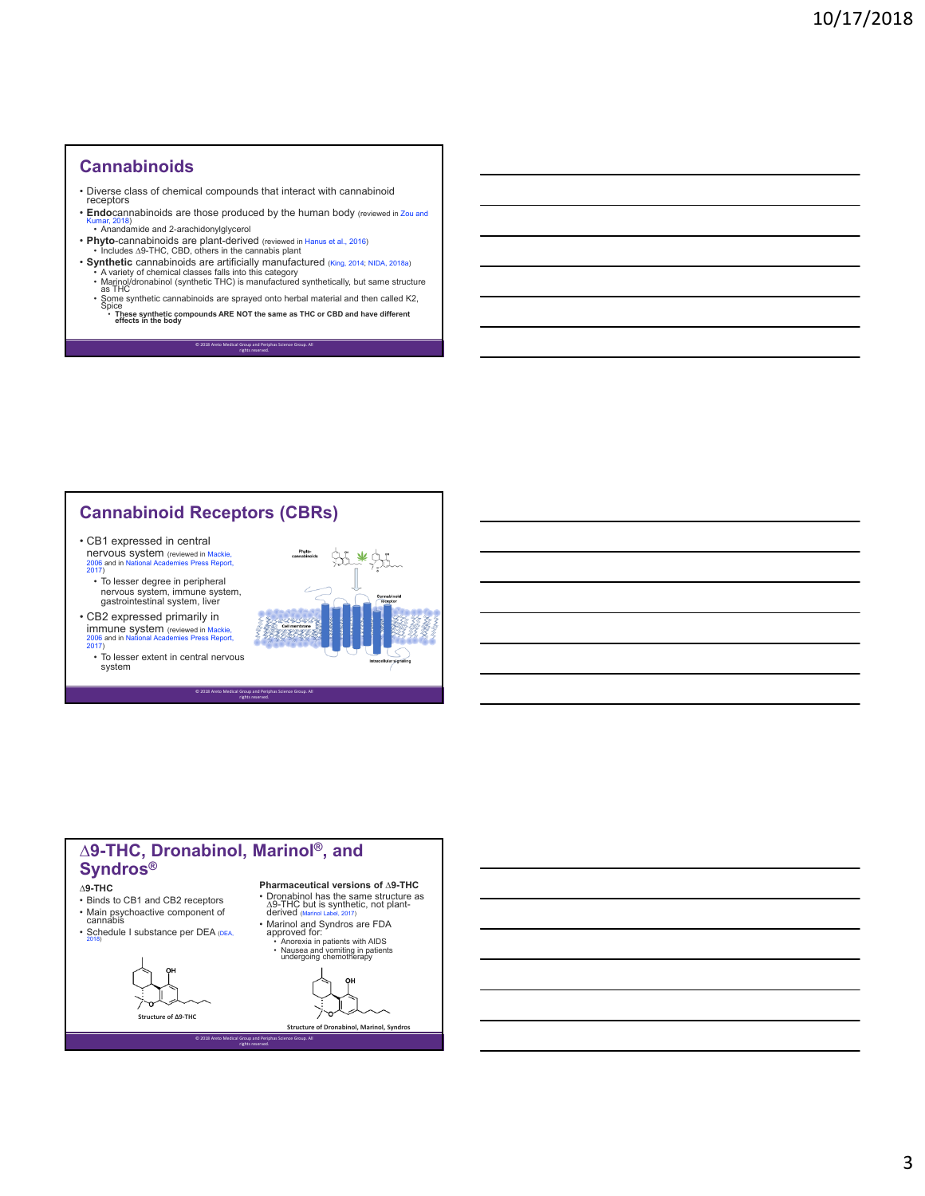## Cannabinoids

- Diverse class of chemical compounds that interact with cannabinoid receptors
- **Endo**cannabinoids are those produced by the human body (reviewed in Zou and Kumar, 2018)
  - Anandamide and 2-arachidonylglycerol
- **Phyto**-cannabinoids are plant-derived (reviewed in Hanus et al., 2016)
  - Includes ∆9-THC, CBD, others in the cannabis plant
- **Synthetic** cannabinoids are artificially manufactured (King, 2014; NIDA, 2018a)
  - A variety of chemical classes falls into this category
  - Marinol/dronabinol (synthetic THC) is manufactured synthetically, but same structure as THC
  - Some synthetic cannabinoids are sprayed onto herbal material and then called K2, Spice
    - **These synthetic compounds ARE NOT the same as THC or CBD and have different effects in the body**

© 2018 Areto Medical Group and Periphas Science Group. All rights reserved.

## Cannabinoid Receptors (CBRs)

- CB1 expressed in central nervous system (reviewed in Mackie, 2006 and in National Academies Press Report, 2017)
  - To lesser degree in peripheral nervous system, immune system, gastrointestinal system, liver
- CB2 expressed primarily in immune system (reviewed in Mackie, 2006 and in National Academies Press Report, 2017)
  - To lesser extent in central nervous system

Phyto-cannabinoids

Cannabinoid receptor

Cell membrane

Intracellular signaling

© 2018 Areto Medical Group and Periphas Science Group. All rights reserved.

## ∆9-THC, Dronabinol, Marinol®, and Syndros®

**∆9-THC**

- Binds to CB1 and CB2 receptors
- Main psychoactive component of cannabis
- Schedule I substance per DEA (DEA, 2018)

Structure of ∆9-THC

**Pharmaceutical versions of ∆9-THC**

- Dronabinol has the same structure as ∆9-THC but is synthetic, not plant-derived (Marinol Label, 2017)
- Marinol and Syndros are FDA approved for:
  - Anorexia in patients with AIDS
  - Nausea and vomiting in patients undergoing chemotherapy

Structure of Dronabinol, Marinol, Syndros

© 2018 Areto Medical Group and Periphas Science Group. All rights reserved.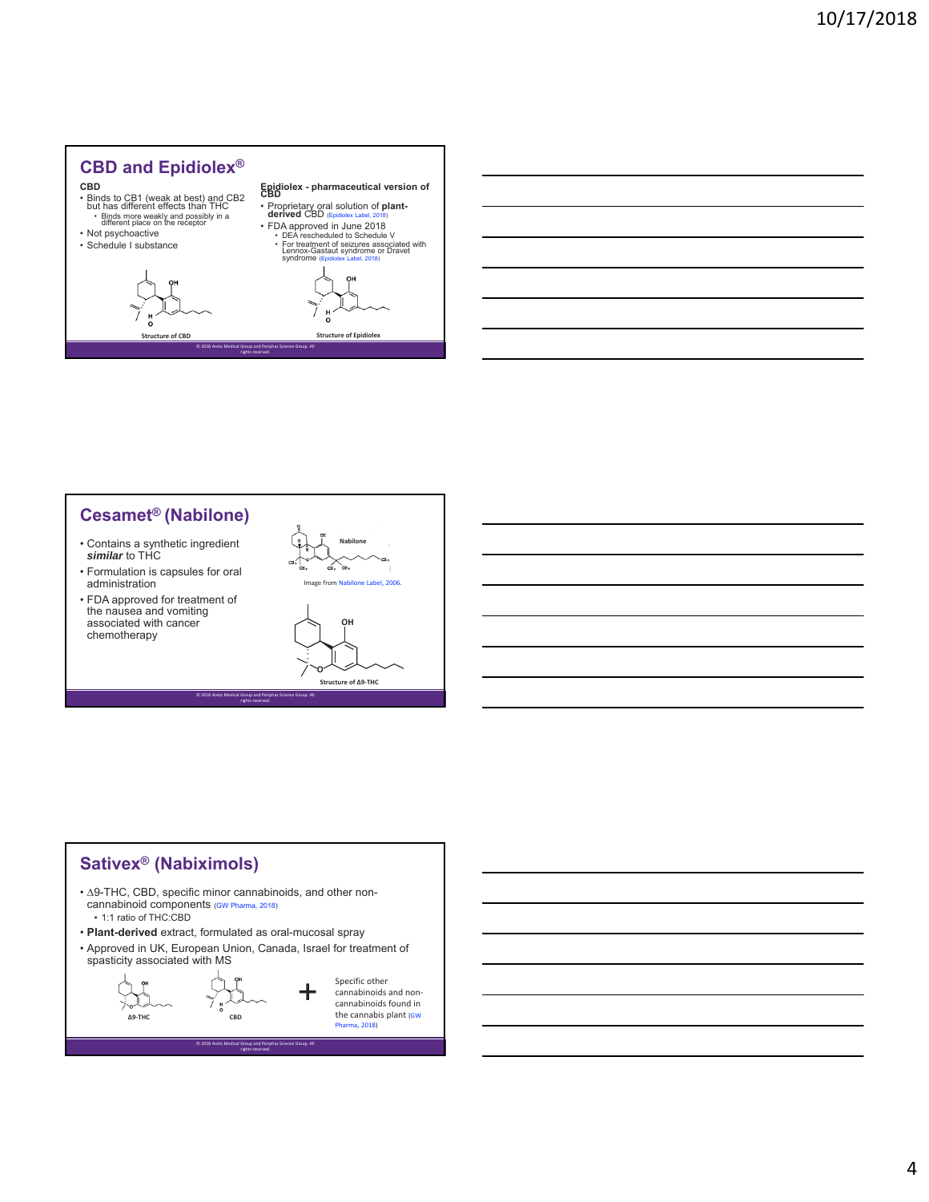## CBD and Epidiolex®

**CBD**

- Binds to CB1 (weak at best) and CB2 but has different effects than THC
  - Binds more weakly and possibly in a different place on the receptor
- Not psychoactive
- Schedule I substance

Structure of CBD

**Epidiolex - pharmaceutical version of CBD**

- Proprietary oral solution of **plant-derived** CBD (Epidiolex Label, 2018)
- FDA approved in June 2018
  - DEA rescheduled to Schedule V
  - For treatment of seizures associated with Lennox-Gastaut syndrome or Dravet syndrome (Epidiolex Label, 2018)

Structure of Epidiolex

© 2018 Areto Medical Group and Periphas Science Group. All rights reserved.

## Cesamet® (Nabilone)

- Contains a synthetic ingredient ***similar*** to THC
- Formulation is capsules for oral administration
- FDA approved for treatment of the nausea and vomiting associated with cancer chemotherapy

Nabilone

Image from Nabilone Label, 2006.

Structure of Δ9-THC

© 2018 Areto Medical Group and Periphas Science Group. All rights reserved.

## Sativex® (Nabiximols)

- Δ9-THC, CBD, specific minor cannabinoids, and other non-cannabinoid components (GW Pharma, 2018)
  - 1:1 ratio of THC:CBD
- **Plant-derived** extract, formulated as oral-mucosal spray
- Approved in UK, European Union, Canada, Israel for treatment of spasticity associated with MS

Δ9-THC + CBD + Specific other cannabinoids and non-cannabinoids found in the cannabis plant (GW Pharma, 2018)

© 2018 Areto Medical Group and Periphas Science Group. All rights reserved.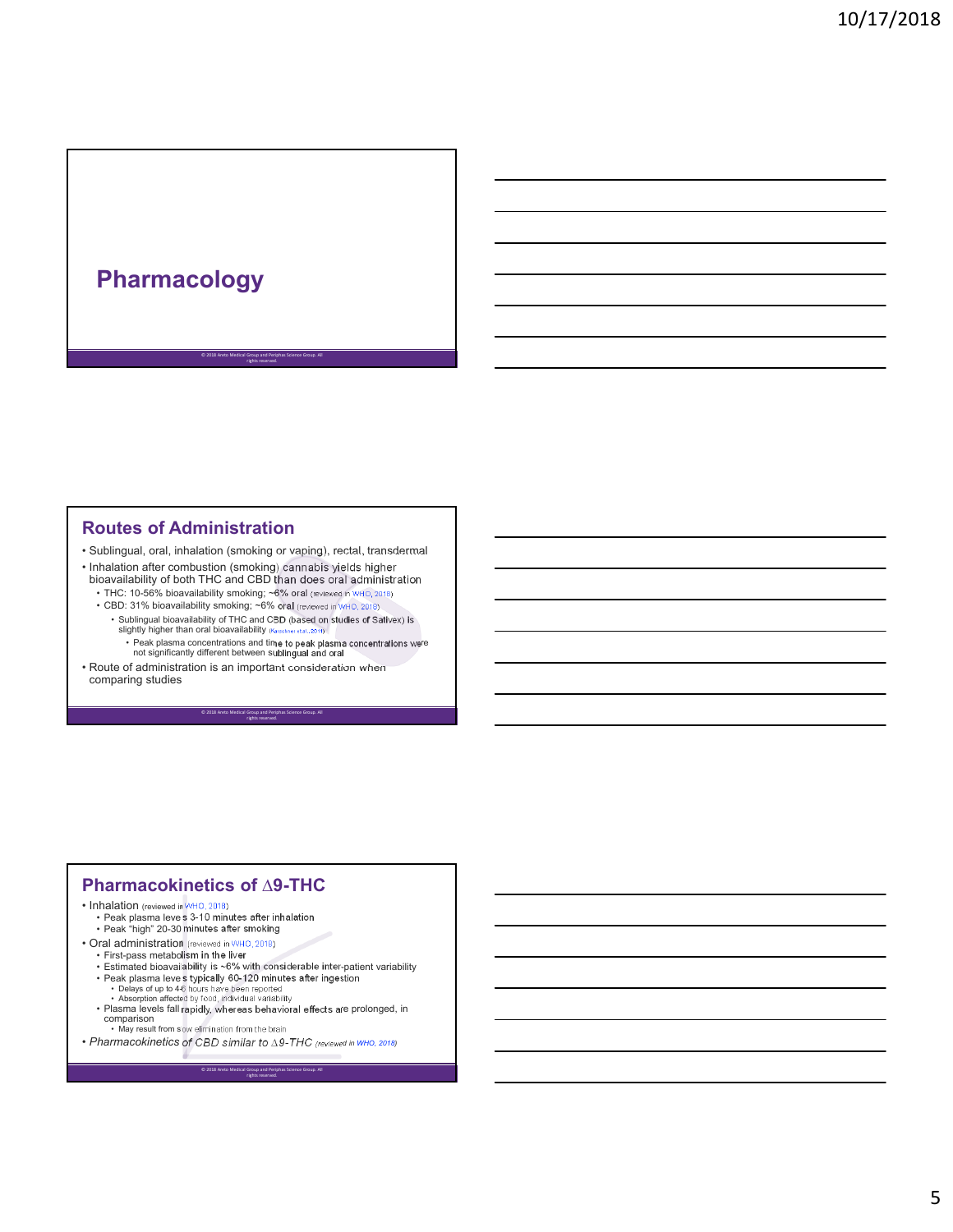# Pharmacology

## Routes of Administration

- Sublingual, oral, inhalation (smoking or vaping), rectal, transdermal
- Inhalation after combustion (smoking) cannabis yields higher bioavailability of both THC and CBD than does oral administration
  - THC: 10-56% bioavailability smoking; ~6% oral (reviewed in WHO, 2018)
  - CBD: 31% bioavailability smoking; ~6% oral (reviewed in WHO, 2018)
    - Sublingual bioavailability of THC and CBD (based on studies of Sativex) is slightly higher than oral bioavailability (Karschner et al., 2011)
      - Peak plasma concentrations and time to peak plasma concentrations were not significantly different between sublingual and oral
- Route of administration is an important consideration when comparing studies

## Pharmacokinetics of ∆9-THC

- Inhalation (reviewed in WHO, 2018)
  - Peak plasma levels 3-10 minutes after inhalation
  - Peak "high" 20-30 minutes after smoking
- Oral administration (reviewed in WHO, 2018)
  - First-pass metabolism in the liver
  - Estimated bioavailability is ~6% with considerable inter-patient variability
  - Peak plasma levels typically 60-120 minutes after ingestion
    - Delays of up to 4-6 hours have been reported
    - Absorption affected by food, individual variability
  - Plasma levels fall rapidly, whereas behavioral effects are prolonged, in comparison
    - May result from slow elimination from the brain
- *Pharmacokinetics of CBD similar to ∆9-THC (reviewed in WHO, 2018)*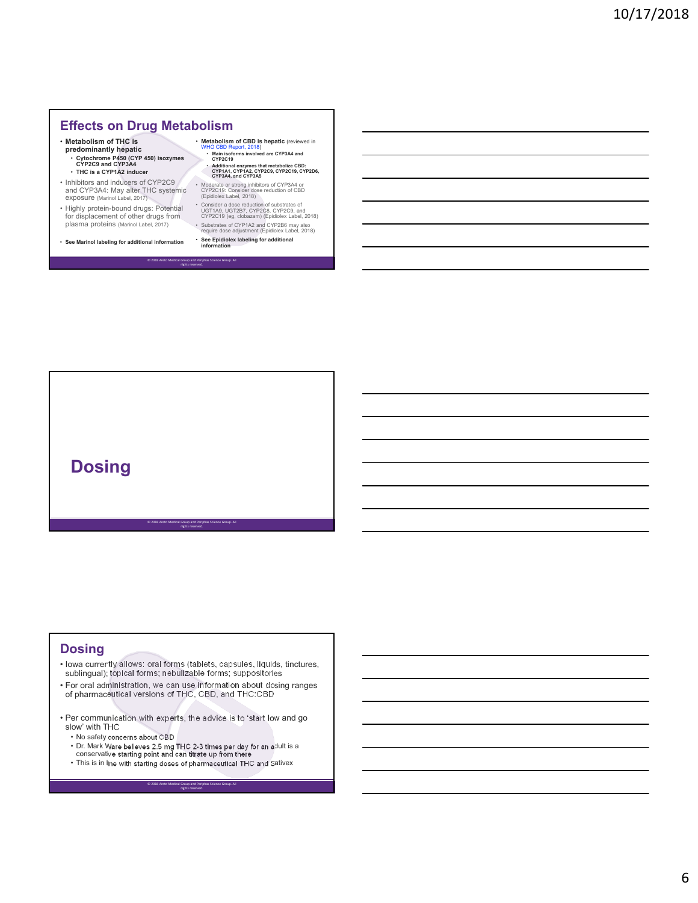## Effects on Drug Metabolism

- **Metabolism of THC is predominantly hepatic**
  - **Cytochrome P450 (CYP 450) isozymes CYP2C9 and CYP3A4**
  - **THC is a CYP1A2 inducer**
- Inhibitors and inducers of CYP2C9 and CYP3A4: May alter THC systemic exposure (Marinol Label, 2017)
- Highly protein-bound drugs: Potential for displacement of other drugs from plasma proteins (Marinol Label, 2017)
- **See Marinol labeling for additional information**

- **Metabolism of CBD is hepatic** (reviewed in WHO CBD Report, 2018)
  - **Main isoforms involved are CYP3A4 and CYP2C19**
  - **Additional enzymes that metabolize CBD: CYP1A1, CYP1A2, CYP2C9, CYP2C19, CYP2D6, CYP3A4, and CYP3A5**
- Moderate or strong inhibitors of CYP3A4 or CYP2C19: Consider dose reduction of CBD (Epidiolex Label, 2018)
- Consider a dose reduction of substrates of UGT1A9, UGT2B7, CYP2C8, CYP2C9, and CYP2C19 (eg, clobazam) (Epidiolex Label, 2018)
- Substrates of CYP1A2 and CYP2B6 may also require dose adjustment (Epidiolex Label, 2018)
- **See Epidiolex labeling for additional information**

© 2018 Areto Medical Group and Periphas Science Group. All rights reserved.

## Dosing

© 2018 Areto Medical Group and Periphas Science Group. All rights reserved.

## Dosing

- Iowa currently allows: oral forms (tablets, capsules, liquids, tinctures, sublingual); topical forms; nebulizable forms; suppositories
- For oral administration, we can use information about dosing ranges of pharmaceutical versions of THC, CBD, and THC:CBD
- Per communication with experts, the advice is to 'start low and go slow' with THC
  - No safety concerns about CBD
  - Dr. Mark Ware believes 2.5 mg THC 2-3 times per day for an adult is a conservative starting point and can titrate up from there
  - This is in line with starting doses of pharmaceutical THC and Sativex

© 2018 Areto Medical Group and Periphas Science Group. All rights reserved.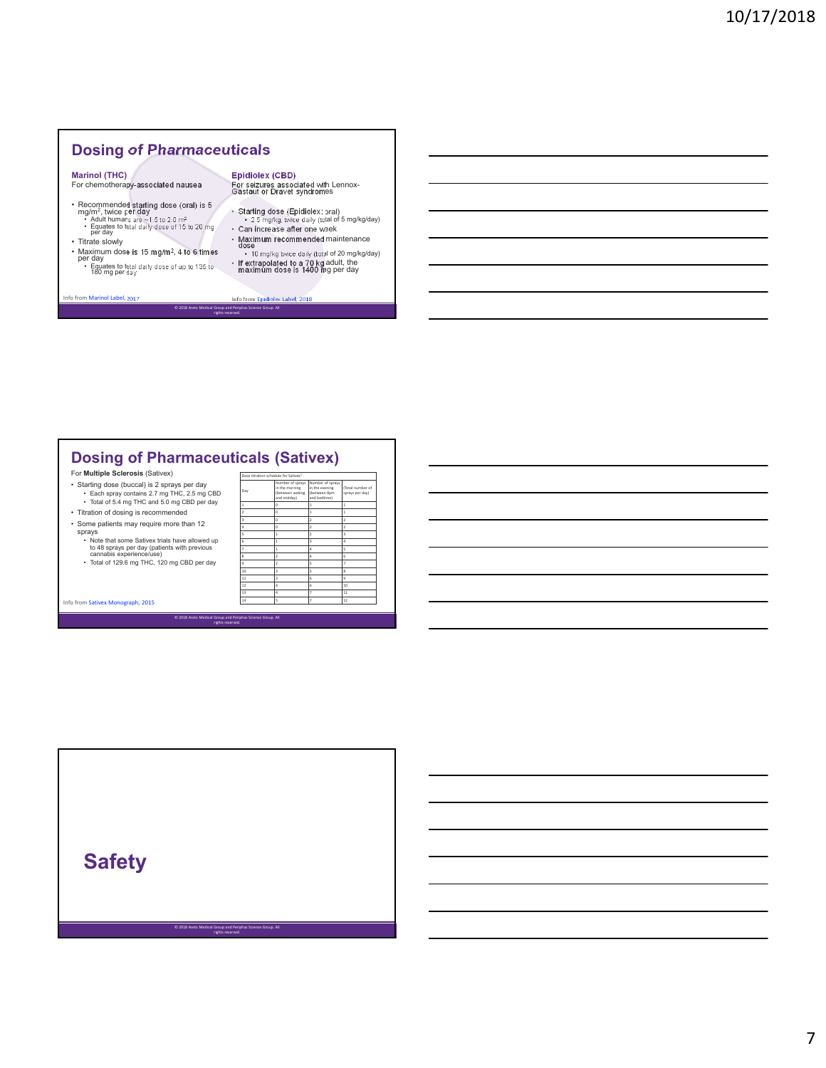## Dosing of Pharmaceuticals

**Marinol (THC)**
For chemotherapy-associated nausea

- Recommended starting dose (oral) is 5 $mg/m^2$, twice per day
  - Adult humans are ~ 1.5 to 2.0 $m^2$
  - Equates to total daily dose of 15 to 20 mg per day
- Titrate slowly
- Maximum dose is 15 $mg/m^2$, 4 to 6 times per day
  - Equates to total daily dose of up to 135 to 180 mg per day

Info from Marinol Label, 2017

**Epidiolex (CBD)**
For seizures associated with Lennox-Gastaut or Dravet syndromes

- Starting dose (Epidiolex; oral)
  - 2.5 mg/kg, twice daily (total of 5 mg/kg/day)
- Can increase after one week
- Maximum recommended maintenance dose
  - 10 mg/kg twice daily (total of 20 mg/kg/day)
- If extrapolated to a 70 kg adult, the maximum dose is 1400 mg per day

Info from Epidiolex Label, 2018

© 2018 Areto Medical Group and Periphas Science Group. All rights reserved.

## Dosing of Pharmaceuticals (Sativex)

For **Multiple Sclerosis** (Sativex)

- Starting dose (buccal) is 2 sprays per day
  - Each spray contains 2.7 mg THC, 2.5 mg CBD
  - Total of 5.4 mg THC and 5.0 mg CBD per day
- Titration of dosing is recommended
- Some patients may require more than 12 sprays
  - Note that some Sativex trials have allowed up to 48 sprays per day (patients with previous cannabis experience/use)
  - Total of 129.6 mg THC, 120 mg CBD per day

Info from Sativex Monograph, 2015

Dose titration schedule for Sativex

| Day | Number of sprays in the morning (between waking and midday) | Number of sprays in the evening (between 4pm and bedtime) | (Total number of sprays per day) |
|---|---|---|---|
| 1 | 0 | 1 | 1 |
| 2 | 0 | 1 | 1 |
| 3 | 0 | 2 | 2 |
| 4 | 0 | 2 | 2 |
| 5 | 1 | 2 | 3 |
| 6 | 1 | 3 | 4 |
| 7 | 1 | 4 | 5 |
| 8 | 2 | 4 | 6 |
| 9 | 2 | 5 | 7 |
| 10 | 3 | 5 | 8 |
| 11 | 3 | 6 | 9 |
| 12 | 4 | 6 | 10 |
| 13 | 4 | 7 | 11 |
| 14 | 5 | 7 | 12 |

© 2018 Areto Medical Group and Periphas Science Group. All rights reserved.

## Safety

© 2018 Areto Medical Group and Periphas Science Group. All rights reserved.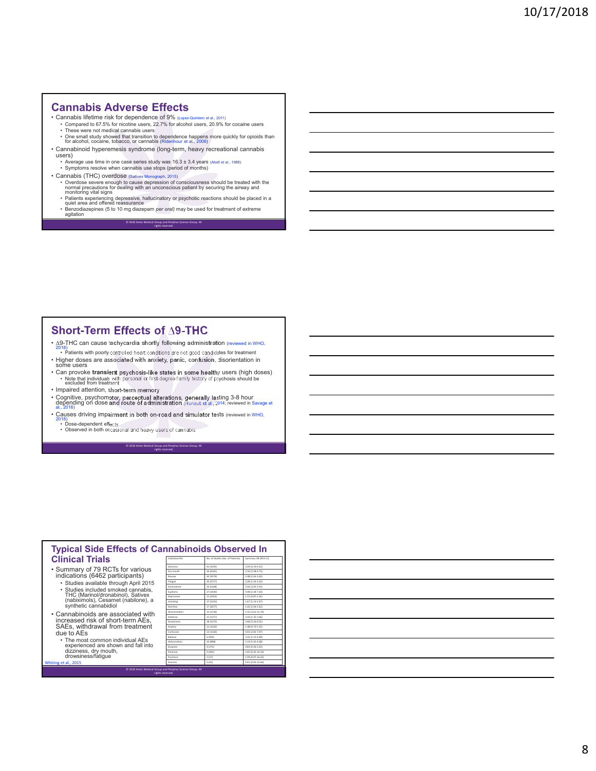## Cannabis Adverse Effects

- Cannabis lifetime risk for dependence of 9% (Lopez-Quintero et al., 2011)
  - Compared to 67.5% for nicotine users, 22.7% for alcohol users, 20.9% for cocaine users
  - These were not medical cannabis users
  - One small study showed that transition to dependence happens more quickly for opioids than for alcohol, cocaine, tobacco, or cannabis (Ridenhour et al., 2006)
- Cannabinoid hyperemesis syndrome (long-term, heavy recreational cannabis users)
  - Average use time in one case series study was 16.3 ± 3.4 years (Abell et al., 1988)
  - Symptoms resolve when cannabis use stops (period of months)
- Cannabis (THC) overdose (Sativex Monograph, 2015)
  - Overdose severe enough to cause depression of consciousness should be treated with the normal precautions for dealing with an unconscious patient by securing the airway and monitoring vital signs
  - Patients experiencing depressive, hallucinatory or psychotic reactions should be placed in a quiet area and offered reassurance
  - Benzodiazepines (5 to 10 mg diazepam *per oral*) may be used for treatment of extreme agitation

© 2018 Areto Medical Group and Periphas Science Group. All rights reserved.

## Short-Term Effects of Δ9-THC

- Δ9-THC can cause tachycardia shortly following administration (reviewed in WHO, 2018)
  - Patients with poorly controlled heart conditions are not good candidates for treatment
- Higher doses are associated with anxiety, panic, confusion, disorientation in some users
- Can provoke **transient** psychosis-like states in some healthy users (high doses)
  - Note that individuals with personal or first-degree family history of psychosis should be excluded from treatment
- Impaired attention, short-term memory
- Cognitive, psychomotor, perceptual alterations, generally lasting 3-8 hour depending on dose and route of administration (Hunault et al., 2014; reviewed in Savage et al., 2016)
- Causes driving impairment in both on-road and simulator tests (reviewed in WHO, 2018)
  - Dose-dependent effects
  - Observed in both occasional and heavy users of cannabis

© 2018 Areto Medical Group and Periphas Science Group. All rights reserved.

## Typical Side Effects of Cannabinoids Observed In Clinical Trials

- Summary of 79 RCTs for various indications (6462 participants)
  - Studies available through April 2015
  - Studies included smoked cannabis, THC (Marinol/dronabinol), Sativex (nabiximols), Cesamet (nabilone), a synthetic cannabidiol
- Cannabinoids are associated with increased risk of short-term AEs, SAEs, withdrawal from treatment due to AEs
  - The most common individual AEs experienced are shown and fall into dizziness, dry mouth, drowsiness/fatigue

Whiting et al., 2015

| Individual AEs | No. of Studies (No. of Patients) | Summary OR (95% CI) |
|---|---|---|
| Dizziness | 41 (4243) | 5.09 (4.10-6.32) |
| Dry mouth | 36 (4181) | 3.50 (2.58-4.75) |
| Nausea | 30 (3579) | 2.08 (1.63-2.65) |
| Fatigue | 20 (2717) | 2.00 (1.54-2.62) |
| Somnolence | 26 (3168) | 2.83 (2.05-3.91) |
| Euphoria | 27 (2420) | 4.08 (2.18-7.64) |
| Depression | 15 (2353) | 1.32 (0.87-2.01) |
| Vomiting | 17 (2191) | 1.67 (1.13-2.47) |
| Diarrhea | 17 (2077) | 1.65 (1.04-2.62) |
| Disorientation | 12 (1736) | 5.41 (2.61-11.19) |
| Asthenia | 15 (1717) | 2.03 (1.35-3.06) |
| Drowsiness | 18 (1272) | 3.68 (2.24-6.01) |
| Anxiety | 12 (1242) | 1.98 (0.73-5.35) |
| Confusion | 13 (1160) | 4.03 (2.05-7.97) |
| Balance | 6 (920) | 2.62 (1.12-4.68) |
| Hallucination | 10 (898) | 2.19 (1.02-4.68) |
| Dyspnea | 4 (375) | 0.83 (0.26-2.63) |
| Paranoia | 4 (492) | 2.05 (0.42-10.10) |
| Psychosis | 2 (37) | 1.09 (0.07-16.35) |
| Seizures | 2 (42) | 0.91 (0.05-15.66) |

© 2018 Areto Medical Group and Periphas Science Group. All rights reserved.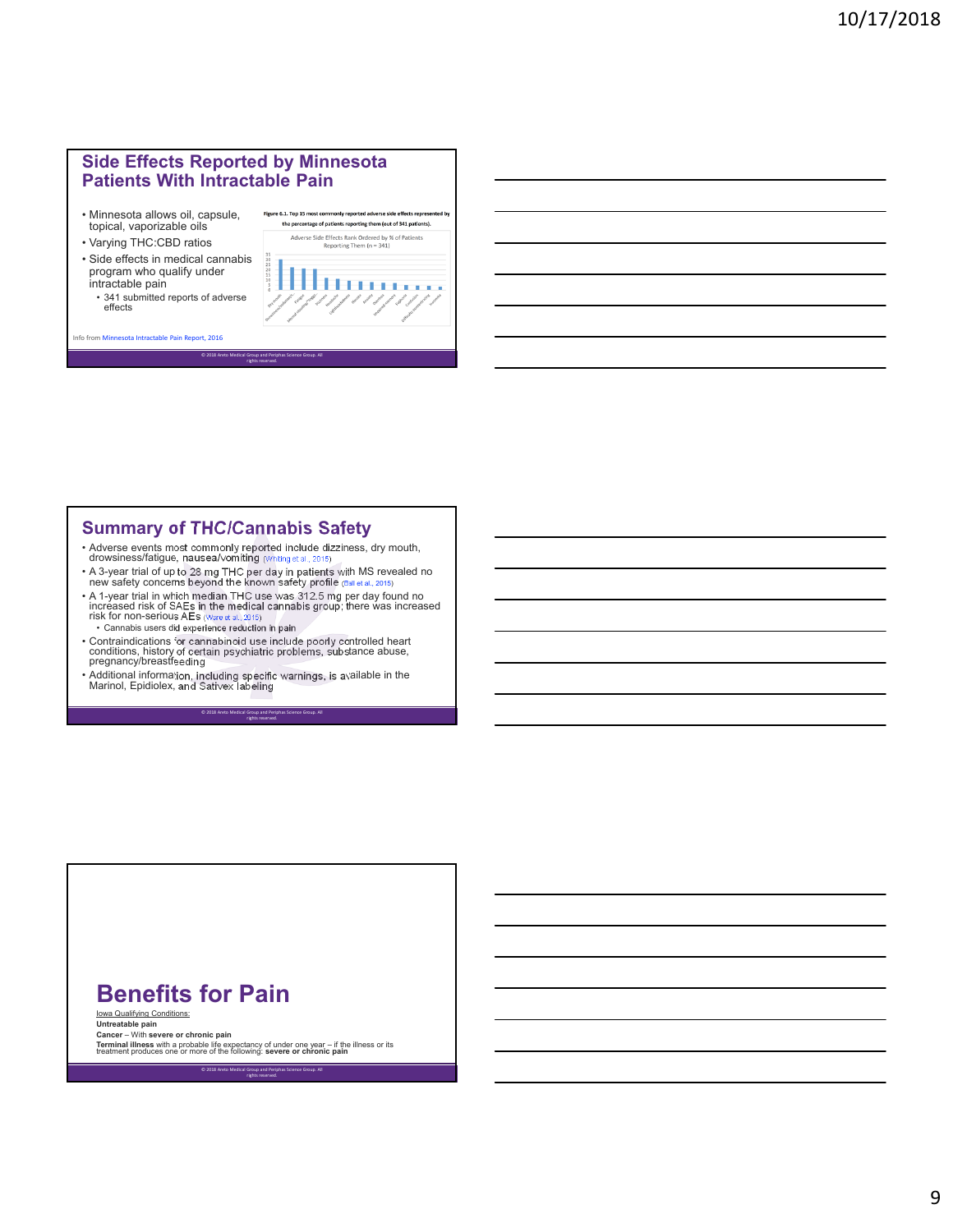## Side Effects Reported by Minnesota Patients With Intractable Pain

- Minnesota allows oil, capsule, topical, vaporizable oils
- Varying THC:CBD ratios
- Side effects in medical cannabis program who qualify under intractable pain
  - 341 submitted reports of adverse effects

**Figure 6.1. Top 15 most commonly reported adverse side effects represented by the percentage of patients reporting them (out of 341 patients).**

Adverse Side Effects Rank Ordered by % of Patients Reporting Them (n = 341)

Info from Minnesota Intractable Pain Report, 2016

© 2018 Areto Medical Group and Periphas Science Group. All rights reserved.

## Summary of THC/Cannabis Safety

- Adverse events most commonly reported include dizziness, dry mouth, drowsiness/fatigue, nausea/vomiting (Whiting et al., 2015)
- A 3-year trial of up to 28 mg THC per day in patients with MS revealed no new safety concerns beyond the known safety profile (Ball et al., 2015)
- A 1-year trial in which median THC use was 312.5 mg per day found no increased risk of SAEs in the medical cannabis group; there was increased risk for non-serious AEs (Ware et al., 2015)
  - Cannabis users did experience reduction in pain
- Contraindications for cannabinoid use include poorly controlled heart conditions, history of certain psychiatric problems, substance abuse, pregnancy/breastfeeding
- Additional information, including specific warnings, is available in the Marinol, Epidiolex, and Sativex labeling

© 2018 Areto Medical Group and Periphas Science Group. All rights reserved.

## Benefits for Pain

Iowa Qualifying Conditions:

**Untreatable pain**

**Cancer** – With **severe or chronic pain**

**Terminal illness** with a probable life expectancy of under one year – if the illness or its treatment produces one or more of the following: **severe or chronic pain**

© 2018 Areto Medical Group and Periphas Science Group. All rights reserved.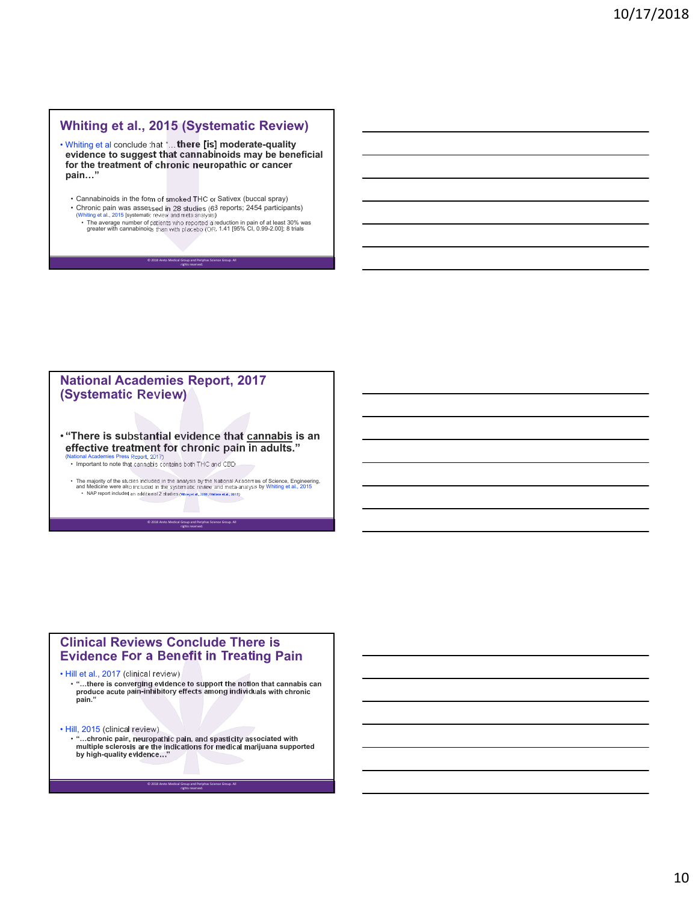## Whiting et al., 2015 (Systematic Review)

- Whiting et al conclude that "…there [is] moderate-quality evidence to suggest that cannabinoids may be beneficial for the treatment of chronic neuropathic or cancer pain…"
  - Cannabinoids in the form of smoked THC or Sativex (buccal spray)
  - Chronic pain was assessed in 28 studies (63 reports; 2454 participants) (Whiting et al., 2015 [systematic review and meta analysis])
    - The average number of patients who reported a reduction in pain of at least 30% was greater with cannabinoids than with placebo (OR, 1.41 [95% CI, 0.99-2.00]; 8 trials

© 2018 Aneto Medical Group and Periphas Science Group. All rights reserved.

## National Academies Report, 2017 (Systematic Review)

- **"There is substantial evidence that cannabis is an effective treatment for chronic pain in adults."** (National Academies Press Report, 2017)
  - Important to note that cannabis contains both THC and CBD
  - The majority of the studies included in the analysis by the National Academies of Science, Engineering, and Medicine were also included in the systematic review and meta-analysis by Whiting et al., 2015
    - NAP report included an additional 2 studies (Wilsey et al., 2016; Wallace et al., 2015)

© 2018 Aneto Medical Group and Periphas Science Group. All rights reserved.

## Clinical Reviews Conclude There is Evidence For a Benefit in Treating Pain

- Hill et al., 2017 (clinical review)
  - **"…there is converging evidence to support the notion that cannabis can produce acute pain-inhibitory effects among individuals with chronic pain."**
- Hill, 2015 (clinical review)
  - **"…chronic pain, neuropathic pain, and spasticity associated with multiple sclerosis are the indications for medical marijuana supported by high-quality evidence…"**

© 2018 Aneto Medical Group and Periphas Science Group. All rights reserved.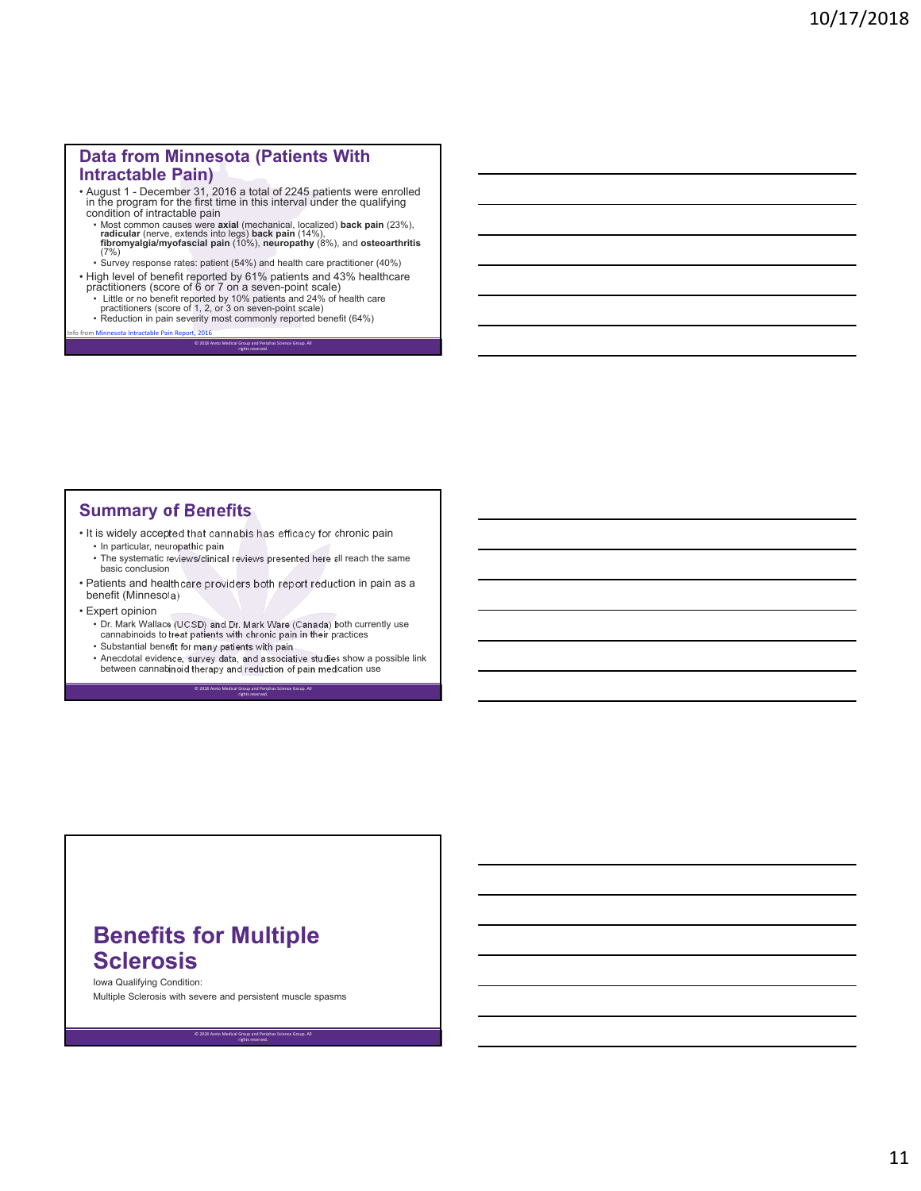## Data from Minnesota (Patients With Intractable Pain)

- August 1 - December 31, 2016 a total of 2245 patients were enrolled in the program for the first time in this interval under the qualifying condition of intractable pain
  - Most common causes were **axial** (mechanical, localized) **back pain** (23%), **radicular** (nerve, extends into legs) **back pain** (14%), **fibromyalgia/myofascial pain** (10%), **neuropathy** (8%), and **osteoarthritis** (7%)
  - Survey response rates: patient (54%) and health care practitioner (40%)
- High level of benefit reported by 61% patients and 43% healthcare practitioners (score of 6 or 7 on a seven-point scale)
  - Little or no benefit reported by 10% patients and 24% of health care practitioners (score of 1, 2, or 3 on seven-point scale)
  - Reduction in pain severity most commonly reported benefit (64%)

Info from Minnesota Intractable Pain Report, 2016

© 2018 Areto Medical Group and Periphas Science Group. All rights reserved.

## Summary of Benefits

- It is widely accepted that cannabis has efficacy for chronic pain
  - In particular, neuropathic pain
  - The systematic reviews/clinical reviews presented here all reach the same basic conclusion
- Patients and healthcare providers both report reduction in pain as a benefit (Minnesota)
- Expert opinion
  - Dr. Mark Wallace (UCSD) and Dr. Mark Ware (Canada) both currently use cannabinoids to treat patients with chronic pain in their practices
  - Substantial benefit for many patients with pain
  - Anecdotal evidence, survey data, and associative studies show a possible link between cannabinoid therapy and reduction of pain medication use

© 2018 Areto Medical Group and Periphas Science Group. All rights reserved.

## Benefits for Multiple Sclerosis

Iowa Qualifying Condition:

Multiple Sclerosis with severe and persistent muscle spasms

© 2018 Areto Medical Group and Periphas Science Group. All rights reserved.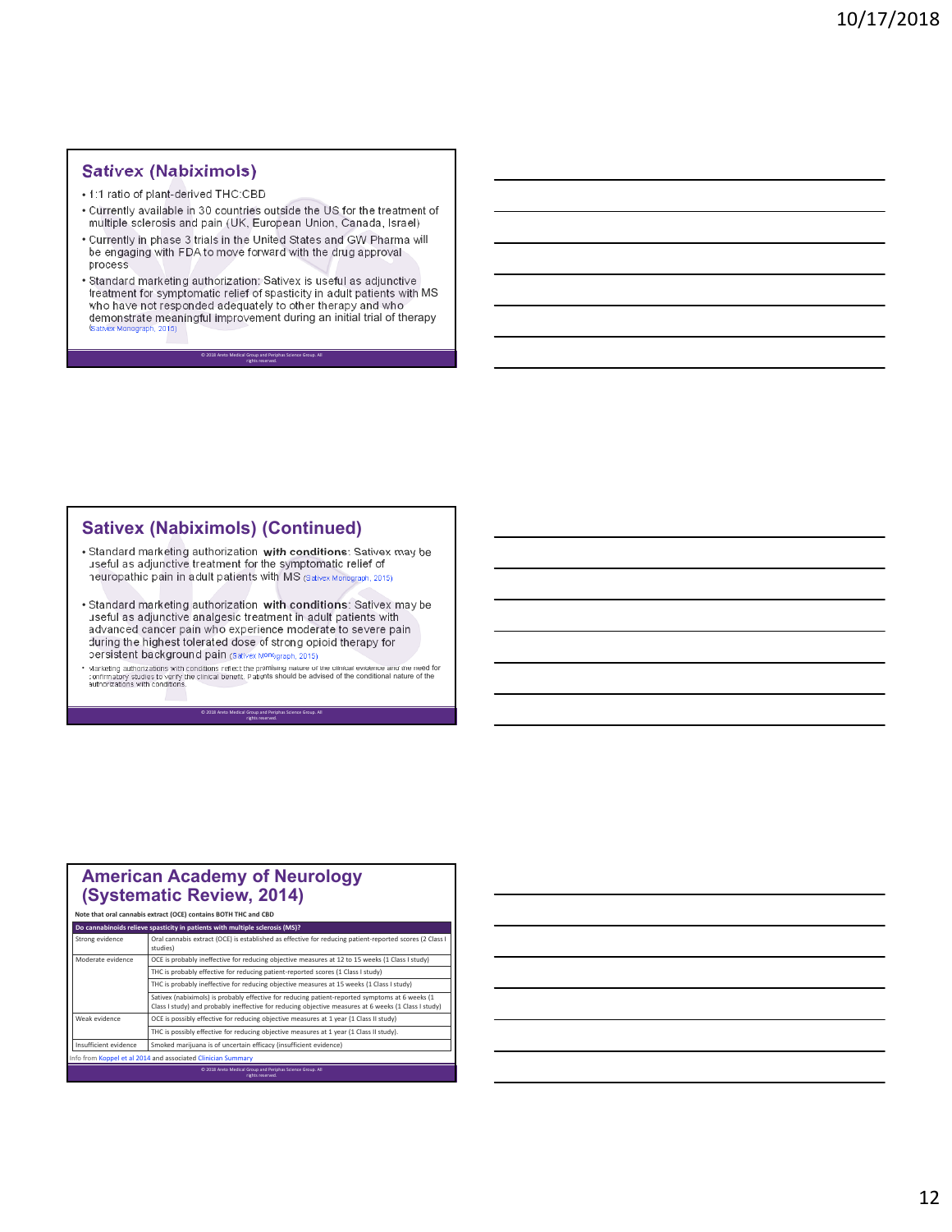## Sativex (Nabiximols)

- 1:1 ratio of plant-derived THC:CBD
- Currently available in 30 countries outside the US for the treatment of multiple sclerosis and pain (UK, European Union, Canada, Israel)
- Currently in phase 3 trials in the United States and GW Pharma will be engaging with FDA to move forward with the drug approval process
- Standard marketing authorization: Sativex is useful as adjunctive treatment for symptomatic relief of spasticity in adult patients with MS who have not responded adequately to other therapy and who demonstrate meaningful improvement during an initial trial of therapy (Sativex Monograph, 2015)

© 2018 Areto Medical Group and Periphas Science Group. All rights reserved.

## Sativex (Nabiximols) (Continued)

- Standard marketing authorization **with conditions**: Sativex may be useful as adjunctive treatment for the symptomatic relief of neuropathic pain in adult patients with MS (Sativex Monograph, 2015)
- Standard marketing authorization **with conditions**: Sativex may be useful as adjunctive analgesic treatment in adult patients with advanced cancer pain who experience moderate to severe pain during the highest tolerated dose of strong opioid therapy for persistent background pain (Sativex Monograph, 2015)
- Marketing authorizations with conditions reflect the promising nature of the clinical evidence and the need for confirmatory studies to verify the clinical benefit. Patients should be advised of the conditional nature of the authorizations with conditions.

© 2018 Areto Medical Group and Periphas Science Group. All rights reserved.

## American Academy of Neurology (Systematic Review, 2014)

**Note that oral cannabis extract (OCE) contains BOTH THC and CBD**

| Do cannabinoids relieve spasticity in patients with multiple sclerosis (MS)? | |
|---|---|
| Strong evidence | Oral cannabis extract (OCE) is established as effective for reducing patient-reported scores (2 Class I studies) |
| Moderate evidence | OCE is probably ineffective for reducing objective measures at 12 to 15 weeks (1 Class I study) |
| | THC is probably effective for reducing patient-reported scores (1 Class I study) |
| | THC is probably ineffective for reducing objective measures at 15 weeks (1 Class I study) |
| | Sativex (nabiximols) is probably effective for reducing patient-reported symptoms at 6 weeks (1 Class I study) and probably ineffective for reducing objective measures at 6 weeks (1 Class I study) |
| Weak evidence | OCE is possibly effective for reducing objective measures at 1 year (1 Class II study) |
| | THC is possibly effective for reducing objective measures at 1 year (1 Class II study). |
| Insufficient evidence | Smoked marijuana is of uncertain efficacy (insufficient evidence) |

Info from Koppel et al 2014 and associated Clinician Summary

© 2018 Areto Medical Group and Periphas Science Group. All rights reserved.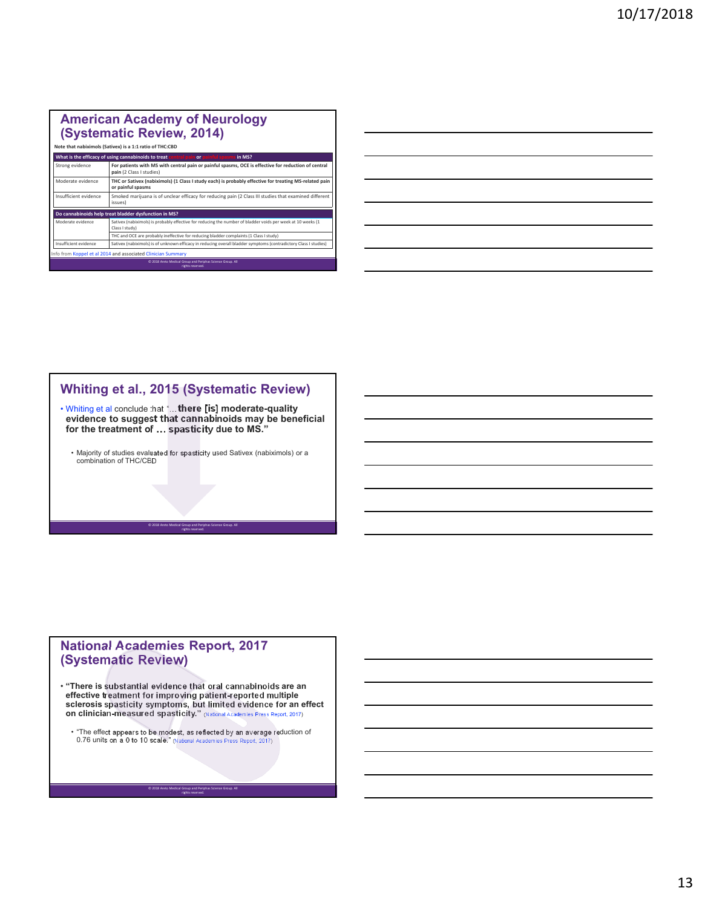## American Academy of Neurology (Systematic Review, 2014)

**Note that nabiximols (Sativex) is a 1:1 ratio of THC:CBD**

| What is the efficacy of using cannabinoids to treat central pain or painful spasms in MS? | |
|---|---|
| Strong evidence | **For patients with MS with central pain or painful spasms, OCE is effective for reduction of central pain** (2 Class I studies) |
| Moderate evidence | **THC or Sativex (nabiximols) (1 Class I study each) is probably effective for treating MS-related pain or painful spasms** |
| Insufficient evidence | Smoked marijuana is of unclear efficacy for reducing pain (2 Class III studies that examined different issues) |
| **Do cannabinoids help treat bladder dysfunction in MS?** | |
| Moderate evidence | Sativex (nabiximols) is probably effective for reducing the number of bladder voids per week at 10 weeks (1 Class I study) |
| | THC and OCE are probably ineffective for reducing bladder complaints (1 Class I study) |
| Insufficient evidence | Sativex (nabiximols) is of unknown efficacy in reducing overall bladder symptoms (contradictory Class I studies) |

Info from Koppel et al 2014 and associated Clinician Summary

© 2018 Areto Medical Group and Periphas Science Group. All rights reserved.

## Whiting et al., 2015 (Systematic Review)

- Whiting et al conclude that "…**there [is] moderate-quality evidence to suggest that cannabinoids may be beneficial for the treatment of … spasticity due to MS.**"
  - Majority of studies evaluated for spasticity used Sativex (nabiximols) or a combination of THC/CBD

© 2018 Areto Medical Group and Periphas Science Group. All rights reserved.

## National Academies Report, 2017 (Systematic Review)

- **"There is substantial evidence that oral cannabinoids are an effective treatment for improving patient-reported multiple sclerosis spasticity symptoms, but limited evidence for an effect on clinician-measured spasticity."** (National Academies Press Report, 2017)
  - "The effect appears to be modest, as reflected by an average reduction of 0.76 units on a 0 to 10 scale." (National Academies Press Report, 2017)

© 2018 Areto Medical Group and Periphas Science Group. All rights reserved.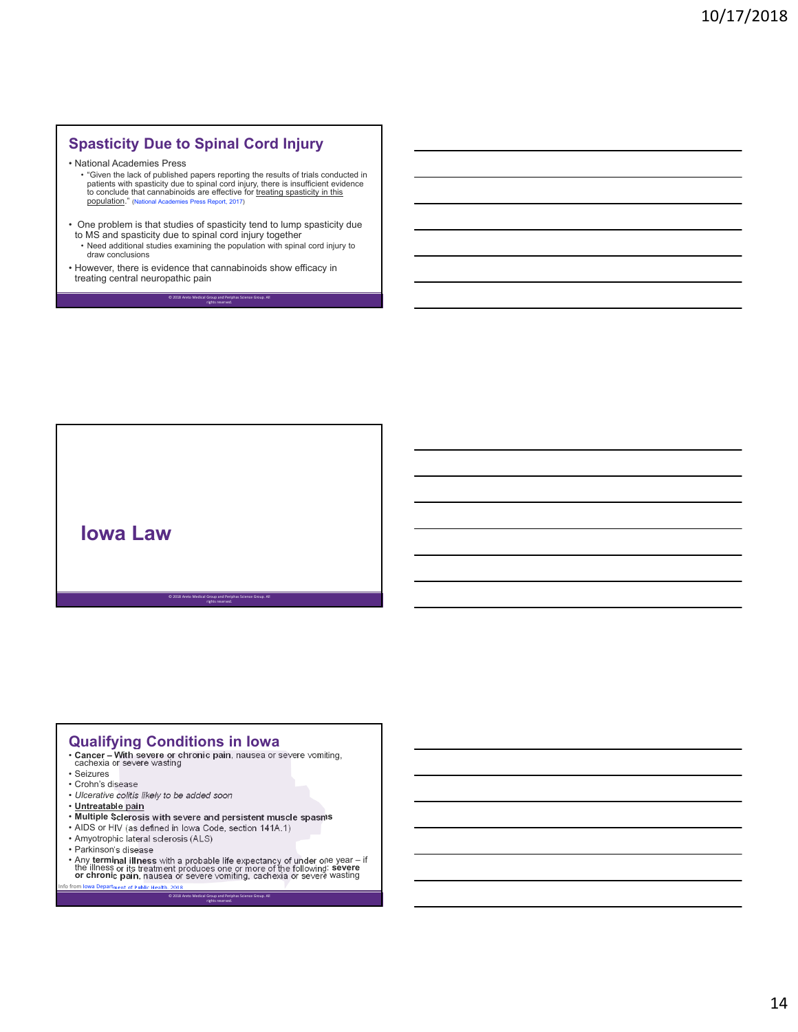## Spasticity Due to Spinal Cord Injury

- National Academies Press
  - "Given the lack of published papers reporting the results of trials conducted in patients with spasticity due to spinal cord injury, there is insufficient evidence to conclude that cannabinoids are effective for treating spasticity in this population." (National Academies Press Report, 2017)
- One problem is that studies of spasticity tend to lump spasticity due to MS and spasticity due to spinal cord injury together
  - Need additional studies examining the population with spinal cord injury to draw conclusions
- However, there is evidence that cannabinoids show efficacy in treating central neuropathic pain

© 2018 Areto Medical Group and Periphas Science Group. All rights reserved.

## Iowa Law

© 2018 Areto Medical Group and Periphas Science Group. All rights reserved.

## Qualifying Conditions in Iowa

- **Cancer – With severe or chronic pain**, nausea or severe vomiting, cachexia or severe wasting
- Seizures
- Crohn's disease
- *Ulcerative colitis likely to be added soon*
- **Untreatable pain**
- **Multiple Sclerosis with severe and persistent muscle spasms**
- AIDS or HIV (as defined in Iowa Code, section 141A.1)
- Amyotrophic lateral sclerosis (ALS)
- Parkinson's disease
- Any **terminal illness** with a probable life expectancy of under one year – if the illness or its treatment produces one or more of the following: **severe or chronic pain**, nausea or severe vomiting, cachexia or severe wasting

Info from Iowa Department of Public Health, 2018

© 2018 Areto Medical Group and Periphas Science Group. All rights reserved.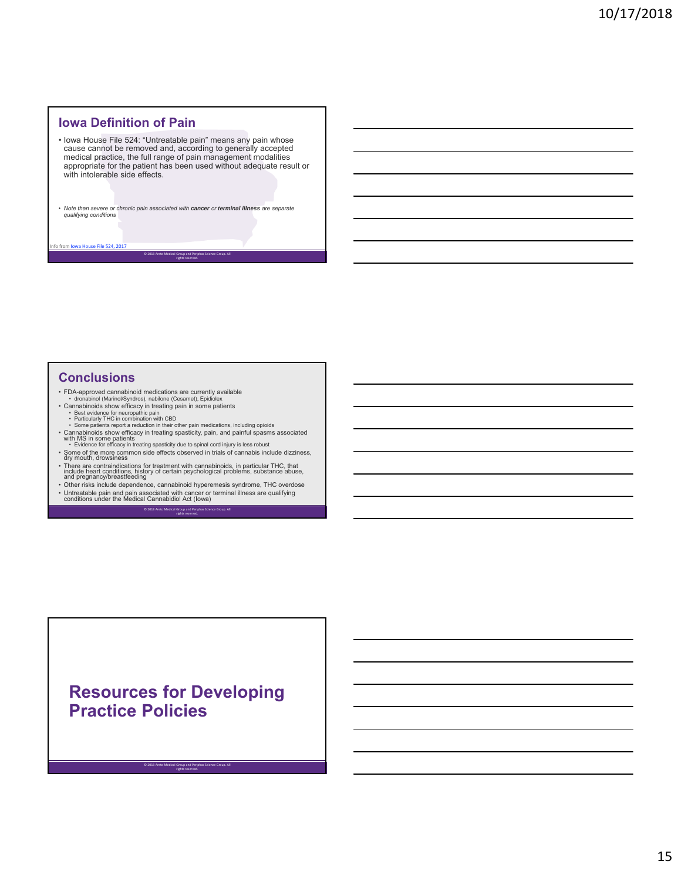## Iowa Definition of Pain

- Iowa House File 524: "Untreatable pain" means any pain whose cause cannot be removed and, according to generally accepted medical practice, the full range of pain management modalities appropriate for the patient has been used without adequate result or with intolerable side effects.

- *Note than severe or chronic pain associated with **cancer** or **terminal illness** are separate qualifying conditions*

Info from Iowa House File 524, 2017

© 2018 Areto Medical Group and Periphas Science Group. All rights reserved.

## Conclusions

- FDA-approved cannabinoid medications are currently available
  - dronabinol (Marinol/Syndros), nabilone (Cesamet), Epidiolex
- Cannabinoids show efficacy in treating pain in some patients
  - Best evidence for neuropathic pain
  - Particularly THC in combination with CBD
  - Some patients report a reduction in their other pain medications, including opioids
- Cannabinoids show efficacy in treating spasticity, pain, and painful spasms associated with MS in some patients
  - Evidence for efficacy in treating spasticity due to spinal cord injury is less robust
- Some of the more common side effects observed in trials of cannabis include dizziness, dry mouth, drowsiness
- There are contraindications for treatment with cannabinoids, in particular THC, that include heart conditions, history of certain psychological problems, substance abuse, and pregnancy/breastfeeding
- Other risks include dependence, cannabinoid hyperemesis syndrome, THC overdose
- Untreatable pain and pain associated with cancer or terminal illness are qualifying conditions under the Medical Cannabidiol Act (Iowa)

© 2018 Areto Medical Group and Periphas Science Group. All rights reserved.

## Resources for Developing Practice Policies

© 2018 Areto Medical Group and Periphas Science Group. All rights reserved.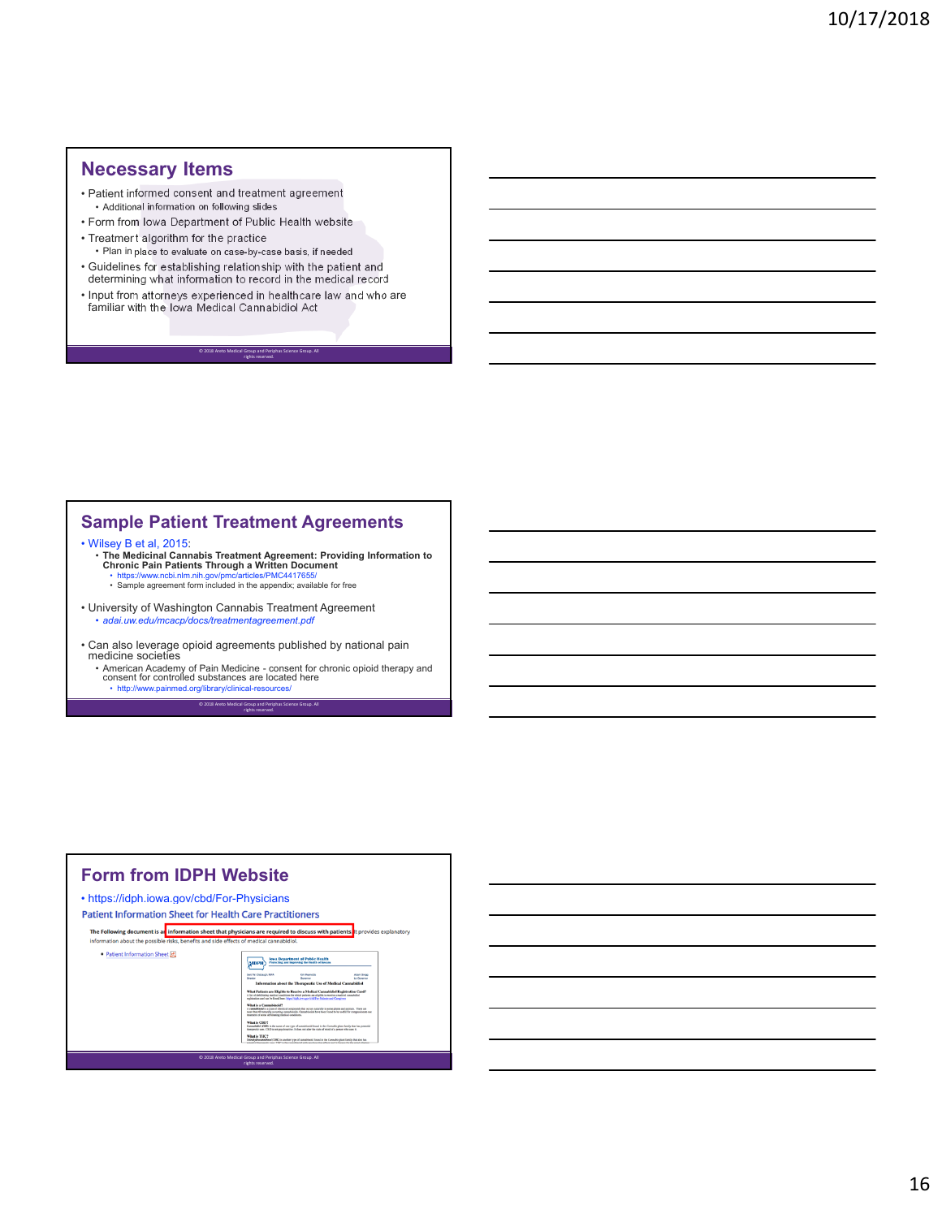## Necessary Items

- Patient informed consent and treatment agreement
  - Additional information on following slides
- Form from Iowa Department of Public Health website
- Treatment algorithm for the practice
  - Plan in place to evaluate on case-by-case basis, if needed
- Guidelines for establishing relationship with the patient and determining what information to record in the medical record
- Input from attorneys experienced in healthcare law and who are familiar with the Iowa Medical Cannabidiol Act

© 2018 Areto Medical Group and Periphas Science Group. All rights reserved.

## Sample Patient Treatment Agreements

- Wilsey B et al, 2015:
  - **The Medicinal Cannabis Treatment Agreement: Providing Information to Chronic Pain Patients Through a Written Document**
    - https://www.ncbi.nlm.nih.gov/pmc/articles/PMC4417655/
    - Sample agreement form included in the appendix; available for free
- University of Washington Cannabis Treatment Agreement
  - *adai.uw.edu/mcacp/docs/treatmentagreement.pdf*
- Can also leverage opioid agreements published by national pain medicine societies
  - American Academy of Pain Medicine - consent for chronic opioid therapy and consent for controlled substances are located here
    - http://www.painmed.org/library/clinical-resources/

© 2018 Areto Medical Group and Periphas Science Group. All rights reserved.

## Form from IDPH Website

- https://idph.iowa.gov/cbd/For-Physicians

**Patient Information Sheet for Health Care Practitioners**

The Following document is an information sheet that physicians are required to discuss with patients. It provides explanatory information about the possible risks, benefits and side effects of medical cannabidiol.

- Patient Information Sheet

Iowa Department of Public Health
Protecting and Improving the Health of Iowans

Information about the Therapeutic Use of Medical Cannabidiol

© 2018 Areto Medical Group and Periphas Science Group. All rights reserved.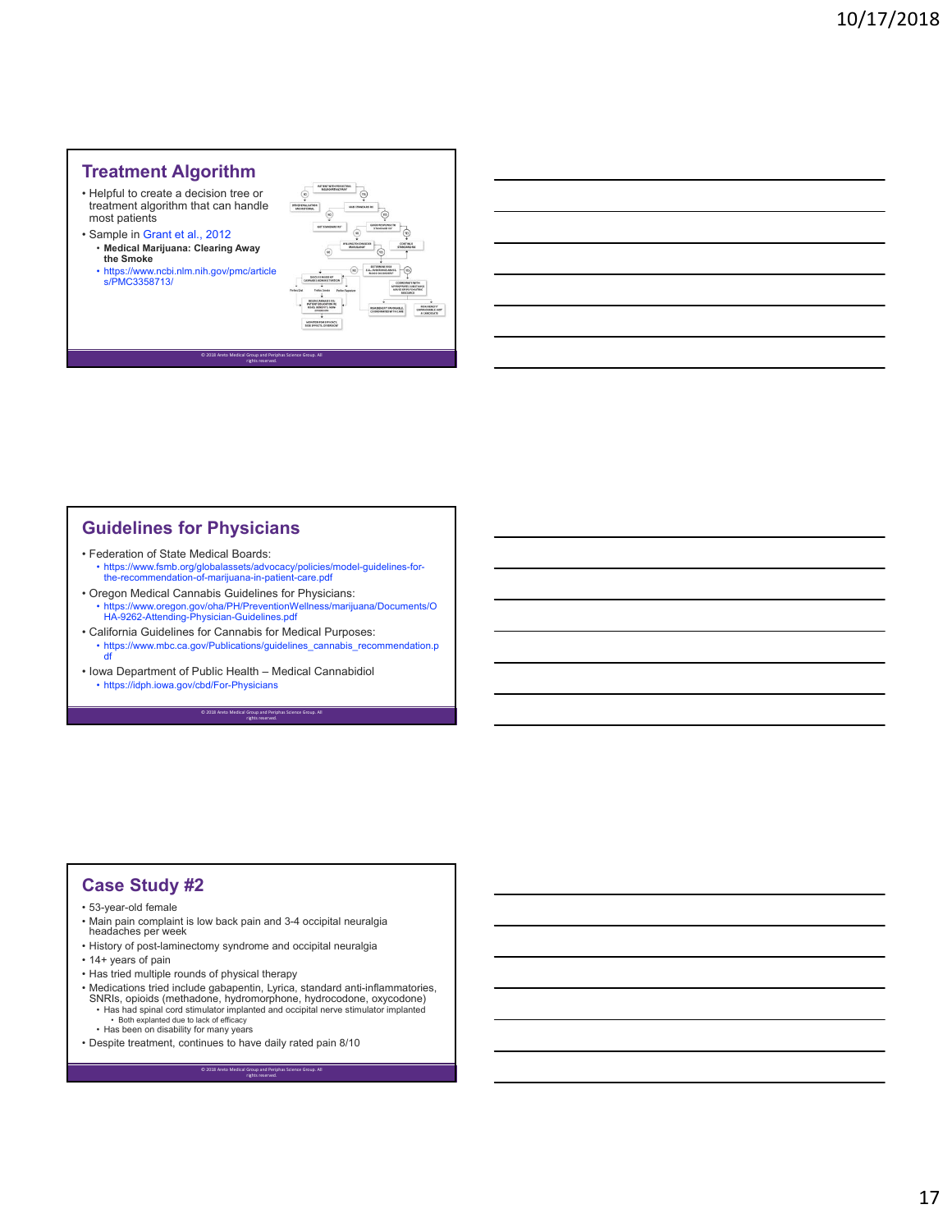## Treatment Algorithm

- Helpful to create a decision tree or treatment algorithm that can handle most patients
- Sample in Grant et al., 2012
  - **Medical Marijuana: Clearing Away the Smoke**
  - https://www.ncbi.nlm.nih.gov/pmc/articles/PMC3358713/

© 2018 Areto Medical Group and Periphas Science Group. All rights reserved.

## Guidelines for Physicians

- Federation of State Medical Boards:
  - https://www.fsmb.org/globalassets/advocacy/policies/model-guidelines-for-the-recommendation-of-marijuana-in-patient-care.pdf
- Oregon Medical Cannabis Guidelines for Physicians:
  - https://www.oregon.gov/oha/PH/PreventionWellness/marijuana/Documents/OHA-9262-Attending-Physician-Guidelines.pdf
- California Guidelines for Cannabis for Medical Purposes:
  - https://www.mbc.ca.gov/Publications/guidelines_cannabis_recommendation.pdf
- Iowa Department of Public Health – Medical Cannabidiol
  - https://idph.iowa.gov/cbd/For-Physicians

© 2018 Areto Medical Group and Periphas Science Group. All rights reserved.

## Case Study #2

- 53-year-old female
- Main pain complaint is low back pain and 3-4 occipital neuralgia headaches per week
- History of post-laminectomy syndrome and occipital neuralgia
- 14+ years of pain
- Has tried multiple rounds of physical therapy
- Medications tried include gabapentin, Lyrica, standard anti-inflammatories, SNRIs, opioids (methadone, hydromorphone, hydrocodone, oxycodone)
  - Has had spinal cord stimulator implanted and occipital nerve stimulator implanted
    - Both explanted due to lack of efficacy
  - Has been on disability for many years
- Despite treatment, continues to have daily rated pain 8/10

© 2018 Areto Medical Group and Periphas Science Group. All rights reserved.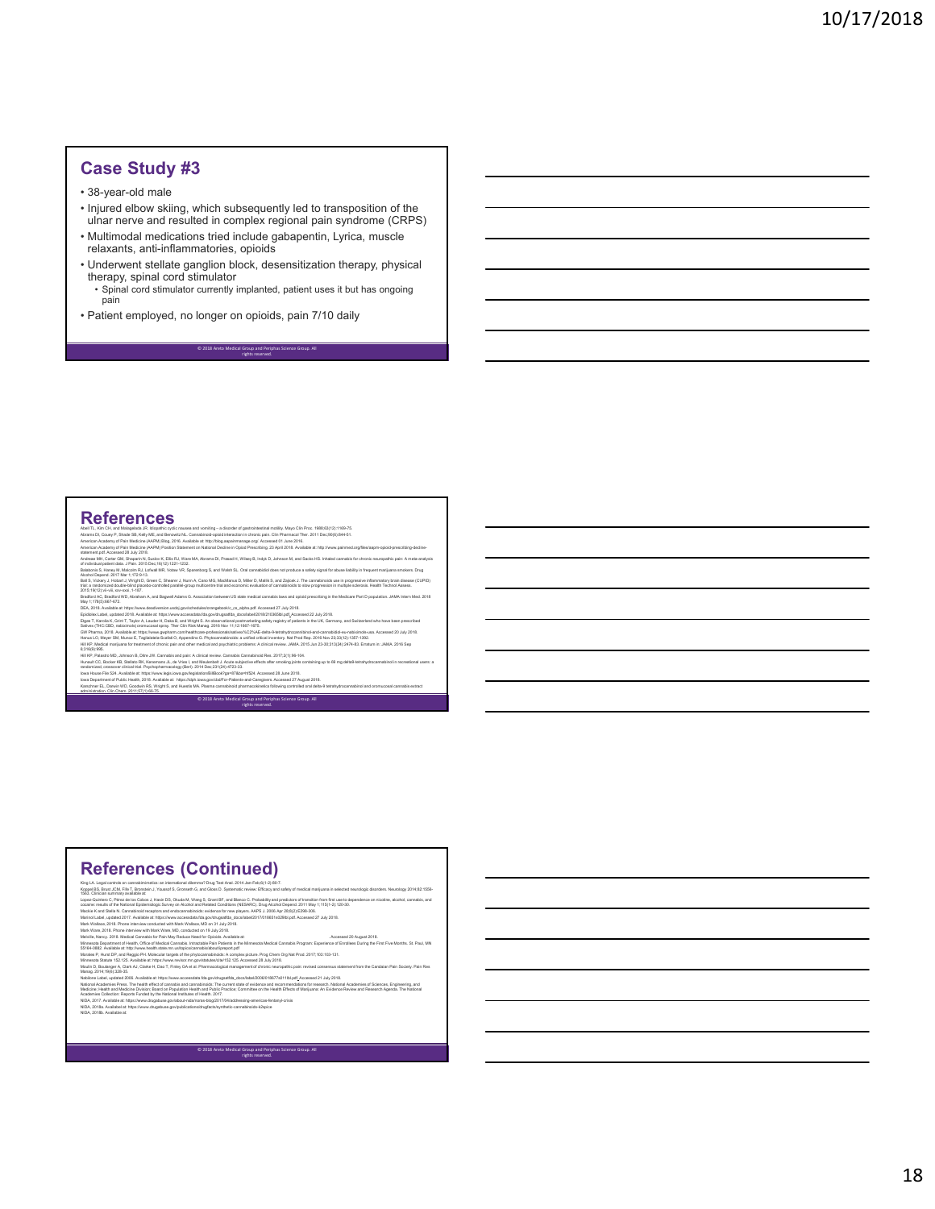## Case Study #3

- 38-year-old male
- Injured elbow skiing, which subsequently led to transposition of the ulnar nerve and resulted in complex regional pain syndrome (CRPS)
- Multimodal medications tried include gabapentin, Lyrica, muscle relaxants, anti-inflammatories, opioids
- Underwent stellate ganglion block, desensitization therapy, physical therapy, spinal cord stimulator
  - Spinal cord stimulator currently implanted, patient uses it but has ongoing pain
- Patient employed, no longer on opioids, pain 7/10 daily

© 2018 Aneto Medical Group and Periphas Science Group. All rights reserved.

## References

Abell TL, Kim CH, and Malagelada JR. Idiopathic cyclic nausea and vomiting – a disorder of gastrointestinal motility. Mayo Clin Proc. 1988;63(12):1169-75.
Abrams DI, Couey P, Shade SB, Kelly ME, and Benowitz NL. Cannabinoid-opioid interaction in chronic pain. Clin Pharmacol Ther. 2011 Dec;90(6):844-51.
American Academy of Pain Medicine (AAPM) Blog. 2016. Available at: http://blog.aapainmanage.org/. Accessed 01 June 2016.
American Academy of Pain Medicine (AAPM) Position Statement on National Decline in Opioid Prescribing, 23 April 2018. Available at: http://www.painmed.org/files/aapm-opioid-prescribing-decline-statement.pdf. Accessed 28 July 2018.
Andreae MH, Carter GM, Shaparin N, Suslov K, Ellis RJ, Ware MA, Abrams DI, Prasad H, Wilsey B, Indyk D, Johnson M, and Sacks HS. Inhaled cannabis for chronic neuropathic pain: A meta-analysis of individual patient data. J Pain. 2015 Dec;16(12):1221-1232.
Babalonis S, Haney M, Malcolm RJ, Lofwall MR, Votaw VR, Sparenborg S, and Walsh SL. Oral cannabidiol does not produce a signal for abuse liability in frequent marijuana smokers. Drug Alcohol Depend. 2017 Mar 1;172:9-13.
Ball S, Vickery J, Hobart J, Wright D, Green C, Shearer J, Nunn A, Cano MG, MacManus D, Miller D, Mallik S, and Zajicek J. The cannabinoids use in progressive inflammatory brain disease (CUPID) trial: a randomised double-blind placebo-controlled parallel-group multicentre trial and economic evaluation of cannabinoids to slow progression in multiple sclerosis. Health Technol Assess. 2015;19(12):vii-viii, xxv-xxxi, 1-187.
Bradford AC, Bradford WD, Abraham A, and Bagwell Adams G. Association between US state medical cannabis laws and opioid prescribing in the Medicare Part D population. JAMA Intern Med. 2018 May 1;178(5):667-672.
DEA, 2018. Available at: https://www.deadiversion.usdoj.gov/schedules/orangebook/c_cs_alpha.pdf. Accessed 27 July 2018.
Epidiolex Label, updated 2018. Available at: https://www.accessdata.fda.gov/drugsatfda_docs/label/2018/210365lbl.pdf. Accessed 22 July 2018.
Etges T, Karolia K, Grint T, Taylor A, Lauder H, Daka B, and Wright S. An observational postmarketing safety registry of patients in the UK, Germany, and Switzerland who have been prescribed Sativex (THC:CBD, nabiximols) oromucosal spray. Ther Clin Risk Manag. 2016 Nov 11;12:1667-1675.
GW Pharma. 2018. Available at: https://www.gwpharm.com/healthcare-professionals/sativex/%C2%AE-delta-9-tetrahydrocannabinol-and-cannabidiol-eu-nabiximols-usa. Accessed 20 July 2018.
Hanus LO, Meyer SM, Munoz E, Taglialatela-Scafati O, Appendino G. Phytocannabinoids: a unified critical inventory. Nat Prod Rep. 2016 Nov 23;33(12):1357-1392.
Hill KP. Medical marijuana for treatment of chronic pain and other medical and psychiatric problems: A clinical review. JAMA. 2015 Jun 23-30;313(24):2474-83. Erratum in: JAMA. 2016 Sep 6;316(9):995.
Hill KP, Palastro MD, Johnson B, Ditre JW. Cannabis and pain: A clinical review. Cannabis Cannabinoid Res. 2017;2(1):96-104.
Hunault CC, Bocker KB, Stellato RK, Kenemans JL, de Vries I, and Meulenbelt J. Acute subjective effects after smoking joints containing up to 69 mg delta9-tetrahydrocannabinol in recreational users: a randomized, crossover clinical trial. Psychopharmacology (Berl). 2014 Dec;231(24):4723-33.
Iowa House File 524. Available at: https://www.legis.iowa.gov/legislation/BillBook?ga=87&ba=HF524. Accessed 28 June 2018.
Iowa Department of Public Health. 2018. Available at: https://idph.iowa.gov/cbd/For-Patients-and-Caregivers. Accessed 27 August 2018.
Karschner EL, Darwin WD, Goodwin RS, Wright S, and Huestis MA. Plasma cannabinoid pharmacokinetics following controlled oral delta-9-tetrahydrocannabinol and oromucosal cannabis extract administration. Clin Chem. 2011;57(1):66-75.

© 2018 Aneto Medical Group and Periphas Science Group. All rights reserved.

## References (Continued)

King LA. Legal controls on cannabimimetics: an international dilemma? Drug Test Anal. 2014 Jan-Feb;6(1-2):80-7.
Koppel BS, Brust JCM, Fife T, Bronstein J, Youssof S, Gronseth G, and Gloss D. Systematic review: Efficacy and safety of medical marijuana in selected neurologic disorders. Neurology 2014;82:1556-1563. Clinician summary available at:
Lopez-Quintero C, Pérez de los Cobos J, Hasin DS, Okuda M, Wang S, Grant BF, and Blanco C. Probability and predictors of transition from first use to dependence on nicotine, alcohol, cannabis, and cocaine: results of the National Epidemiologic Survey on Alcohol and Related Conditions (NESARC). Drug Alcohol Depend. 2011 May 1;115(1-2):120-30.
Mackie K and Stella N. Cannabinoid receptors and endocannabinoids: evidence for new players. AAPS J. 2006 Apr 28;8(2):E298-306.
Marinol Label, updated 2017. Available at: https://www.accessdata.fda.gov/drugsatfda_docs/label/2017/018651s029lbl.pdf. Accessed 27 July 2018.
Mark Wallace, 2018. Phone interview conducted with Mark Wallace, MD on 31 July 2018.
Mark Ware, 2018. Phone interview with Mark Ware, MD, conducted on 19 July 2018.
Melville, Nancy. 2018. Medical Cannabis for Pain May Reduce Need for Opioids. Available at: Accessed 20 August 2018.
Minnesota Department of Health, Office of Medical Cannabis. Intractable Pain Patients in the Minnesota Medical Cannabis Program: Experience of Enrollees During the First Five Months. St. Paul, MN 55164-0882. Available at: http://www.health.state.mn.us/topics/cannabis/about/ipreport.pdf
Morales P, Hurst DP, and Reggio PH. Molecular targets of the phytocannabinoids: A complex picture. Prog Chem Org Nat Prod. 2017;103:103-131.
Minnesota Statute 152.125. Available at: https://www.revisor.mn.gov/statutes/cite/152.125. Accessed 28 July 2018.
Moulin D, Boulanger A, Clark AJ, Clarke H, Dao T, Finley GA et al. Pharmacological management of chronic neuropathic pain: revised consensus statement from the Canadian Pain Society. Pain Res Manag. 2014;19(6):328-35.
Nabilone Label, updated 2006. Available at: https://www.accessdata.fda.gov/drugsatfda_docs/label/2006/018677s011lbl.pdf. Accessed 21 July 2018.
National Academies Press. The health effects of cannabis and cannabinoids: The current state of evidence and recommendations for research. National Academies of Sciences, Engineering, and Medicine; Health and Medicine Division; Board on Population Health and Public Practice; Committee on the Health Effects of Marijuana: An Evidence Review and Research Agenda. The National Academies Collection: Reports Funded by the National Institutes of Health. 2017.
NIDA, 2017. Available at: https://www.drugabuse.gov/about-nida/noras-blog/2017/04/addressing-americas-fentanyl-crisis
NIDA, 2018a. Available at: https://www.drugabuse.gov/publications/drugfacts/synthetic-cannabinoids-k2spice
NIDA, 2018b. Available at:

© 2018 Aneto Medical Group and Periphas Science Group. All rights reserved.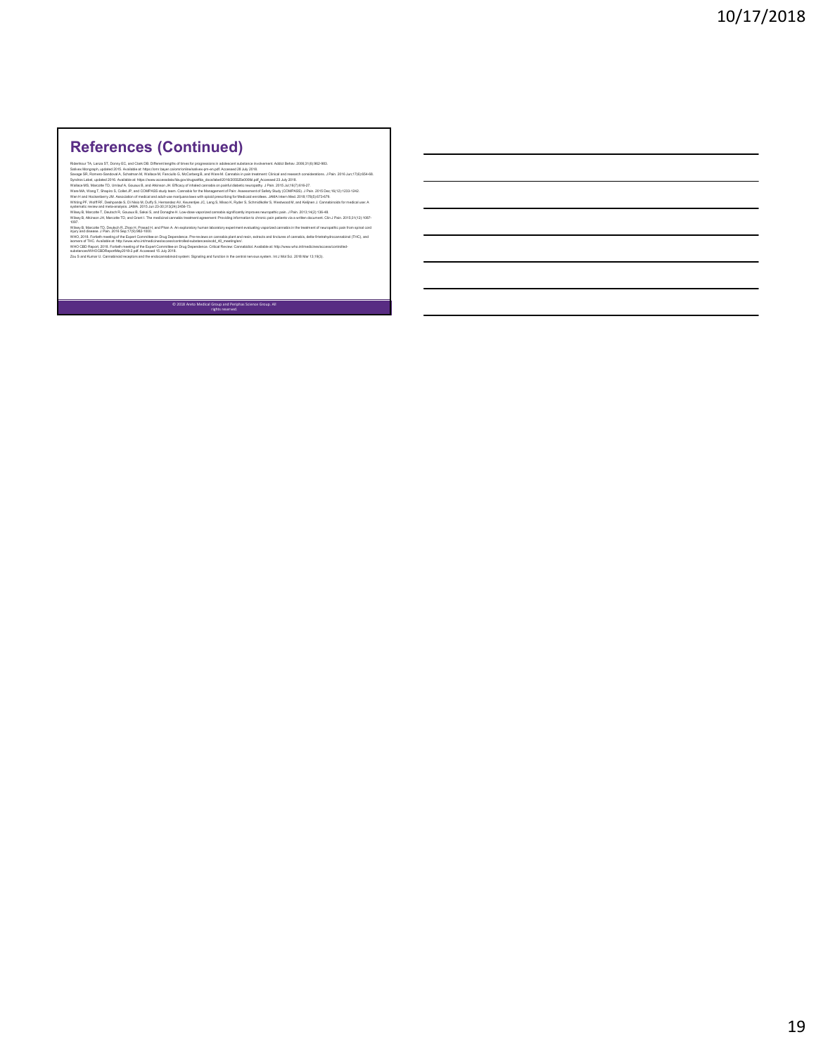# References (Continued)

Ridenhour TA, Lanza ST, Donny EC, and Clark DB. Different lengths of times for progressions in adolescent substance involvement. Addict Behav. 2006;31(6):962-983.

Sativex Mongraph, updated 2015. Available at: https://omr.bayer.ca/omr/online/sativex-pm-en.pdf. Accessed 26 July 2018.

Savage SR, Romero-Sandoval A, Schatman M, Wallace M, Fanciullo G, McCarberg B, and Ware M. Cannabis in pain treatment: Clinical and research considerations. J Pain. 2016 Jun;17(6):654-68.

Syndros Label, updated 2016. Available at: https://www.accessdata.fda.gov/drugsatfda_docs/label/2016/205525s000lbl.pdf. Accessed 23 July 2018.

Wallace MS, Marcotte TD, Umlauf A, Gouaux B, and Atkinson JH. Efficacy of inhaled cannabis on painful diabetic neuropathy. J Pain. 2015 Jul;16(7):616-27.

Ware MA, Wang T, Shapiro S, Collet JP, and COMPASS study team. Cannabis for the Management of Pain: Assessment of Safety Study (COMPASS). J Pain. 2015 Dec;16(12):1233-1242.

Wen H and Hockenberry JM. Association of medical and adult-use marijuana laws with opioid prescribing for Medicaid enrollees. JAMA Intern Med. 2018;178(5):673-679.

Whiting PF, Wolff RF, Deshpande S, Di Nisio M, Duffy S, Hernandez AV, Keurentjes JC, Lang S, Misso K, Ryder S, Schmidlkofer S, Westwood M, and Kleijnen J. Cannabinoids for medical use: A systematic review and meta-analysis. JAMA. 2015 Jun 23-30;313(24):2456-73.

Wilsey B, Marcotte T, Deutsch R, Gouaux B, Sakai S, and Donaghe H. Low-dose vaporized cannabis significantly improves neuropathic pain. J Pain. 2013;14(2):136-48.

Wilsey B, Atkinson JH, Marcotte TD, and Grant I. The medicinal cannabis treatment agreement: Providing information to chronic pain patients via a written document. Clin J Pain. 2015;31(12):1087-1097.

Wilsey B, Marcotte TD, Deutsch R, Zhao H, Prasad H, and Phan A. An exploratory human laboratory experiment evaluating vaporized cannabis in the treatment of neuropathic pain from spinal cord injury and disease. J Pain. 2016 Sep;17(9):982-1000.

WHO, 2018. Fortieth meeting of the Expert Committee on Drug Dependence: Pre-reviews on cannabis plant and resin, extracts and tinctures of cannabis, delta-9-tetrahydrocannabinol (THC), and isomers of THC. Available at: http://www.who.int/medicines/access/controlled-substances/ecdd_40_meeting/en/.

WHO CBD Report, 2018. Fortieth meeting of the Expert Committee on Drug Dependence. Critical Review: Cannabidiol. Available at: http://www.who.int/medicines/access/controlled-substances/WHOCBDReportMay2018-2.pdf. Accessed 15 July 2018.

Zou S and Kumar U. Cannabinoid receptors and the endocannabinoid system: Signaling and function in the central nervous system. Int J Mol Sci. 2018 Mar 13;19(3).

© 2018 Arete Medical Group and Periphas Science Group. All rights reserved.